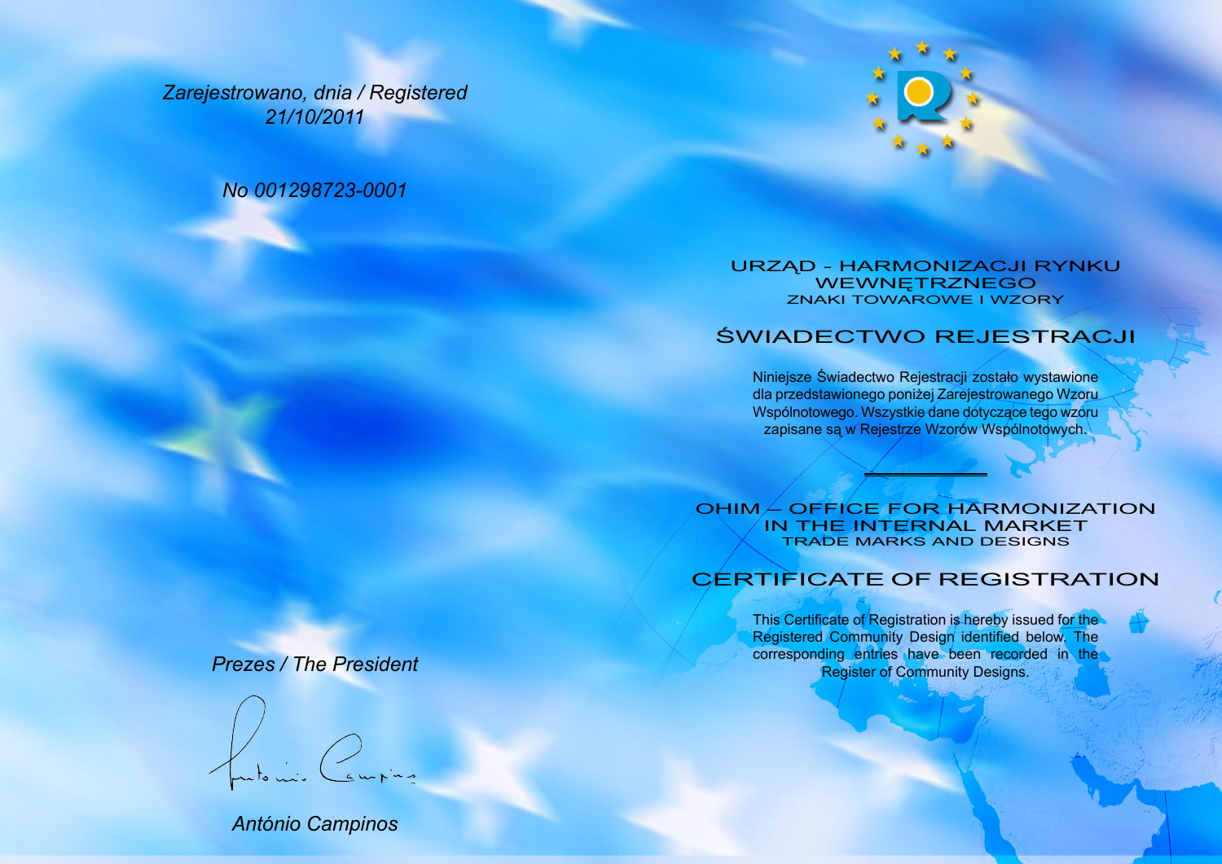*Zarejestrowano, dnia / Registered*
*21/10/2011*

*No 001298723-0001*

*Prezes / The President*

*António Campinos*

URZĄD - HARMONIZACJI RYNKU WEWNĘTRZNEGO
ZNAKI TOWAROWE I WZORY

# ŚWIADECTWO REJESTRACJI

Niniejsze Świadectwo Rejestracji zostało wystawione dla przedstawionego poniżej Zarejestrowanego Wzoru Wspólnotowego. Wszystkie dane dotyczące tego wzoru zapisane są w Rejestrze Wzorów Wspólnotowych.

OHIM – OFFICE FOR HARMONIZATION IN THE INTERNAL MARKET
TRADE MARKS AND DESIGNS

# CERTIFICATE OF REGISTRATION

This Certificate of Registration is hereby issued for the Registered Community Design identified below. The corresponding entries have been recorded in the Register of Community Designs.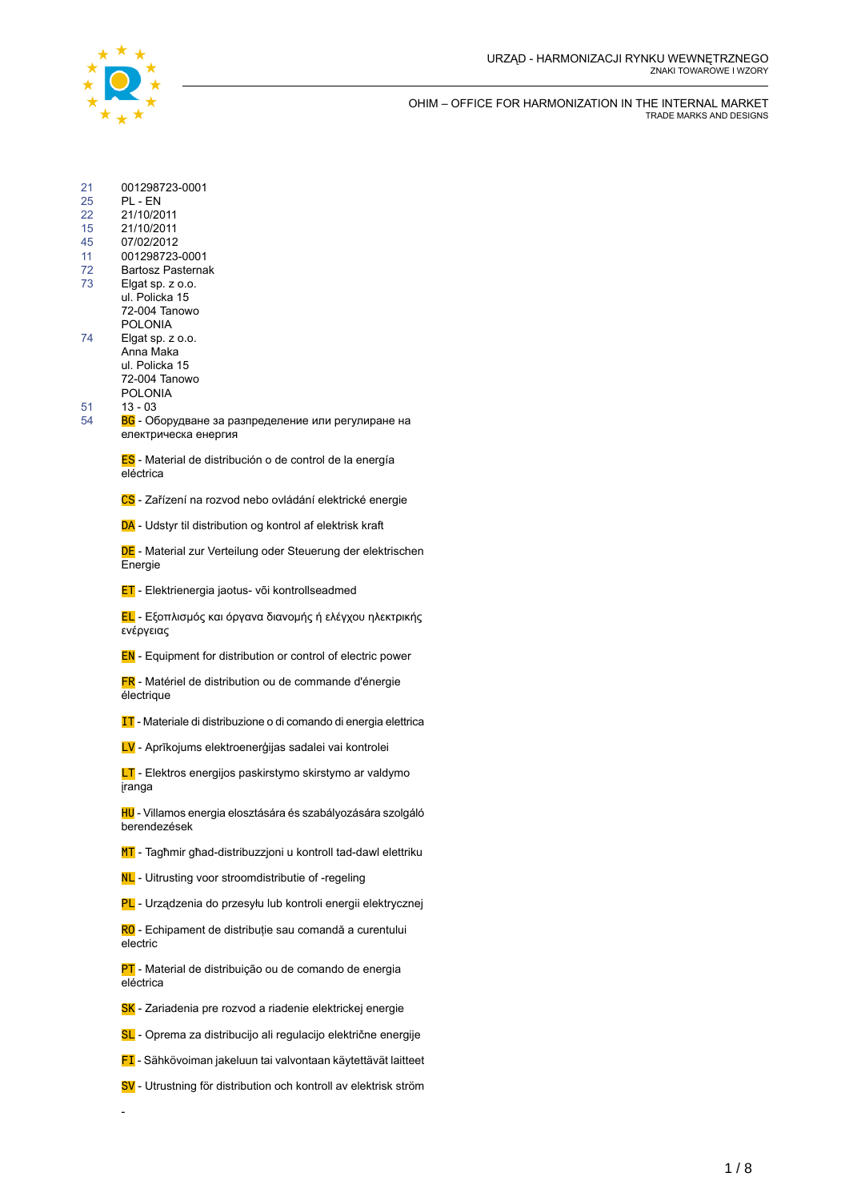URZĄD - HARMONIZACJI RYNKU WEWNĘTRZNEGO
ZNAKI TOWAROWE I WZORY

OHIM – OFFICE FOR HARMONIZATION IN THE INTERNAL MARKET
TRADE MARKS AND DESIGNS

| | |
|---|---|
| 21 | 001298723-0001 |
| 25 | PL - EN |
| 22 | 21/10/2011 |
| 15 | 21/10/2011 |
| 45 | 07/02/2012 |
| 11 | 001298723-0001 |
| 72 | Bartosz Pasternak |
| 73 | Elgat sp. z o.o.<br>ul. Policka 15<br>72-004 Tanowo<br>POLONIA |
| 74 | Elgat sp. z o.o.<br>Anna Maka<br>ul. Policka 15<br>72-004 Tanowo<br>POLONIA |
| 51 | 13 - 03 |
| 54 | BG - Оборудване за разпределение или регулиране на електрическа енергия |

ES - Material de distribución o de control de la energía eléctrica

CS - Zařízení na rozvod nebo ovládání elektrické energie

DA - Udstyr til distribution og kontrol af elektrisk kraft

DE - Material zur Verteilung oder Steuerung der elektrischen Energie

ET - Elektrienergia jaotus- või kontrollseadmed

EL - Εξοπλισμός και όργανα διανομής ή ελέγχου ηλεκτρικής ενέργειας

EN - Equipment for distribution or control of electric power

FR - Matériel de distribution ou de commande d'énergie électrique

IT - Materiale di distribuzione o di comando di energia elettrica

LV - Aprīkojums elektroenerģijas sadalei vai kontrolei

LT - Elektros energijos paskirstymo skirstymo ar valdymo įranga

HU - Villamos energia elosztására és szabályozására szolgáló berendezések

MT - Tagħmir għad-distribuzzjoni u kontroll tad-dawl elettriku

NL - Uitrusting voor stroomdistributie of -regeling

PL - Urządzenia do przesyłu lub kontroli energii elektrycznej

RO - Echipament de distribuție sau comandă a curentului electric

PT - Material de distribuição ou de comando de energia eléctrica

SK - Zariadenia pre rozvod a riadenie elektrickej energie

SL - Oprema za distribucijo ali regulacijo električne energije

FI - Sähkövoiman jakeluun tai valvontaan käytettävät laitteet

SV - Utrustning för distribution och kontroll av elektrisk ström

-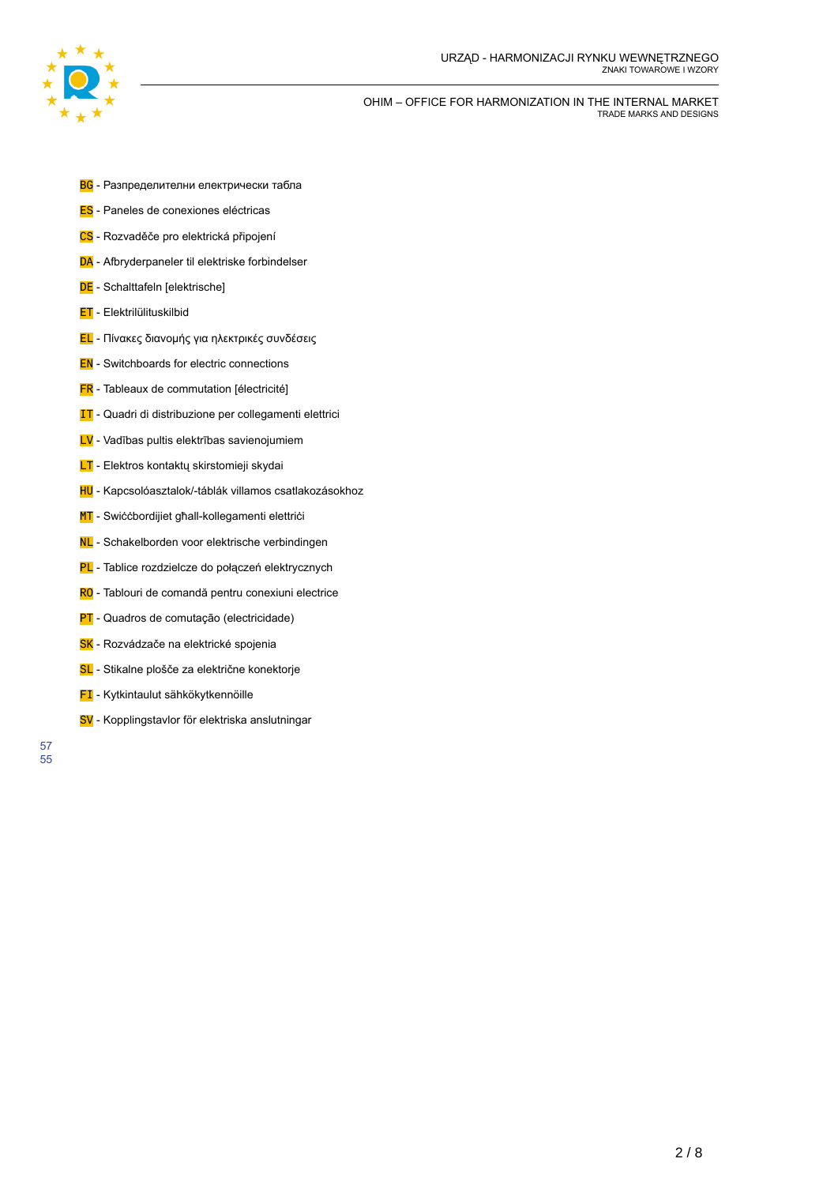**BG** - Разпределителни електрически табла

**ES** - Paneles de conexiones eléctricas

**CS** - Rozvaděče pro elektrická připojení

**DA** - Afbryderpaneler til elektriske forbindelser

**DE** - Schalttafeln [elektrische]

**ET** - Elektrilülituskilbid

**EL** - Πίνακες διανομής για ηλεκτρικές συνδέσεις

**EN** - Switchboards for electric connections

**FR** - Tableaux de commutation [électricité]

**IT** - Quadri di distribuzione per collegamenti elettrici

**LV** - Vadības pultis elektrības savienojumiem

**LT** - Elektros kontaktų skirstomieji skydai

**HU** - Kapcsolóasztalok/-táblák villamos csatlakozásokhoz

**MT** - Swiċċbordijiet għall-kollegamenti elettriċi

**NL** - Schakelborden voor elektrische verbindingen

**PL** - Tablice rozdzielcze do połączeń elektrycznych

**RO** - Tablouri de comandă pentru conexiuni electrice

**PT** - Quadros de comutação (electricidade)

**SK** - Rozvádzače na elektrické spojenia

**SL** - Stikalne plošče za električne konektorje

**FI** - Kytkintaulut sähkökytkennöille

**SV** - Kopplingstavlor för elektriska anslutningar

57
55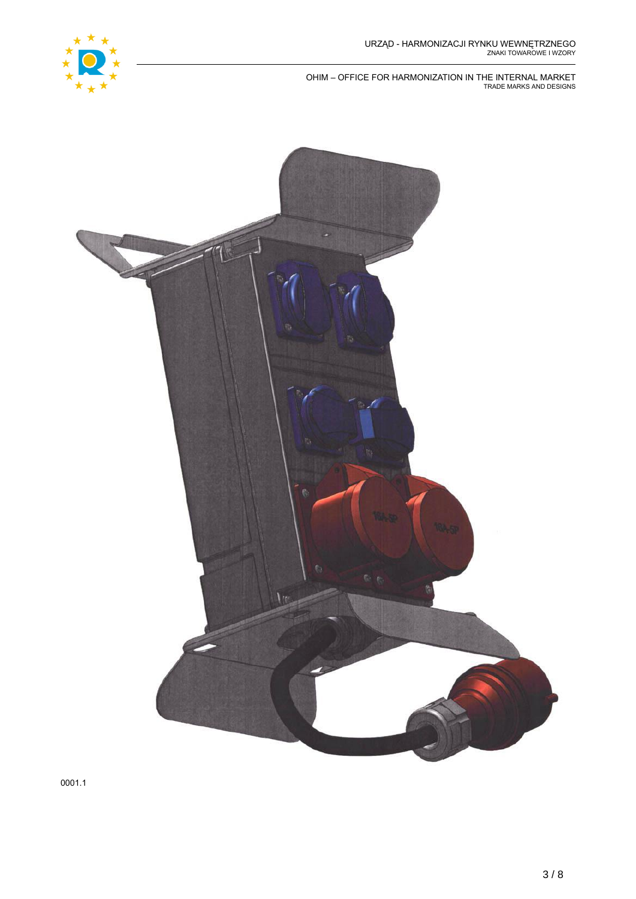0001.1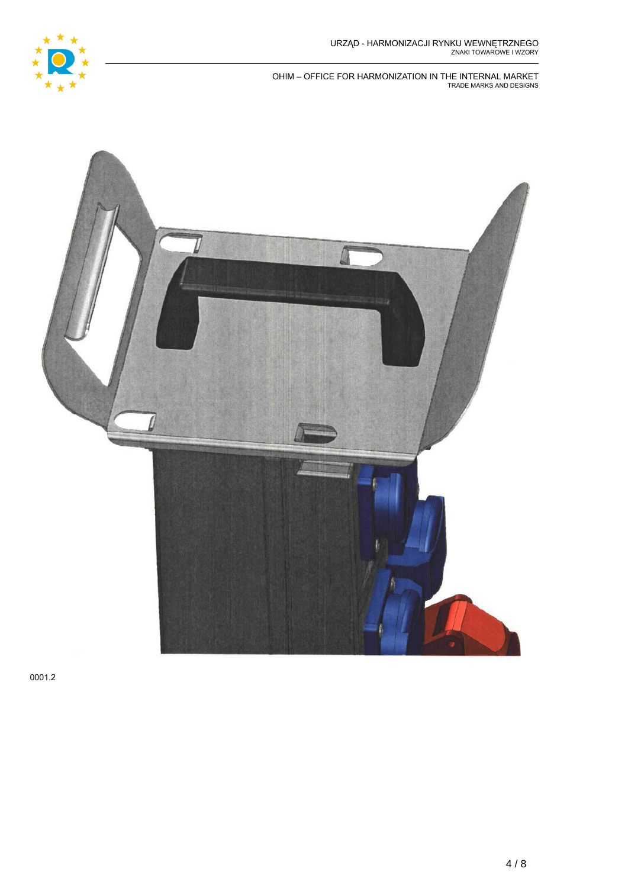0001.2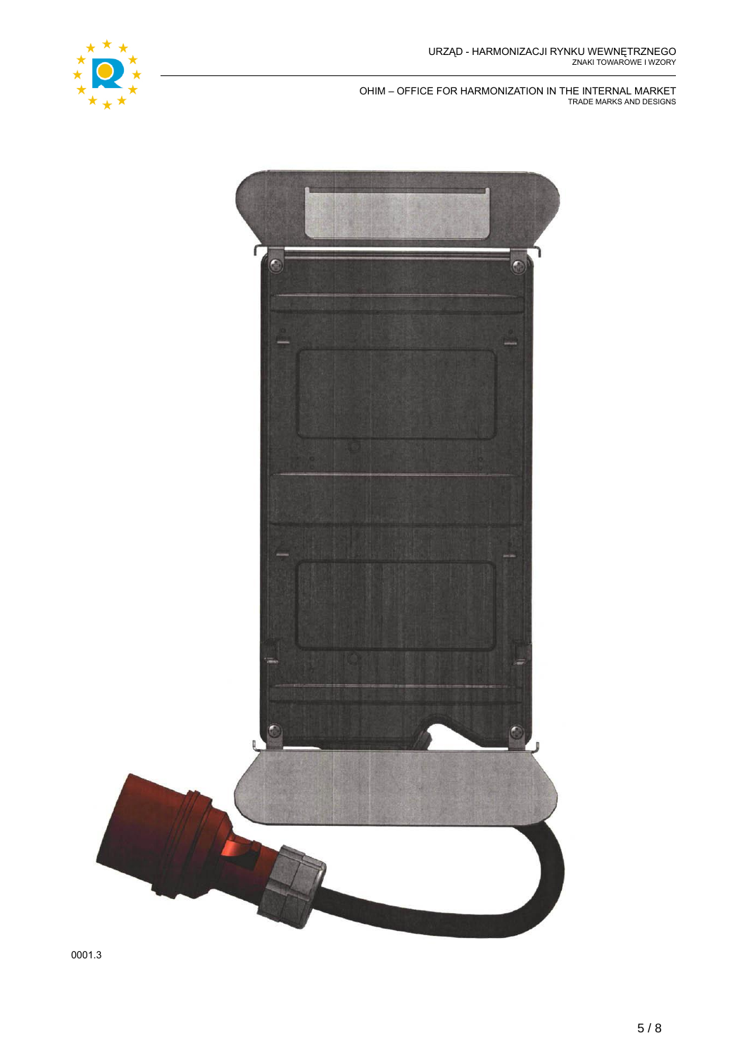0001.3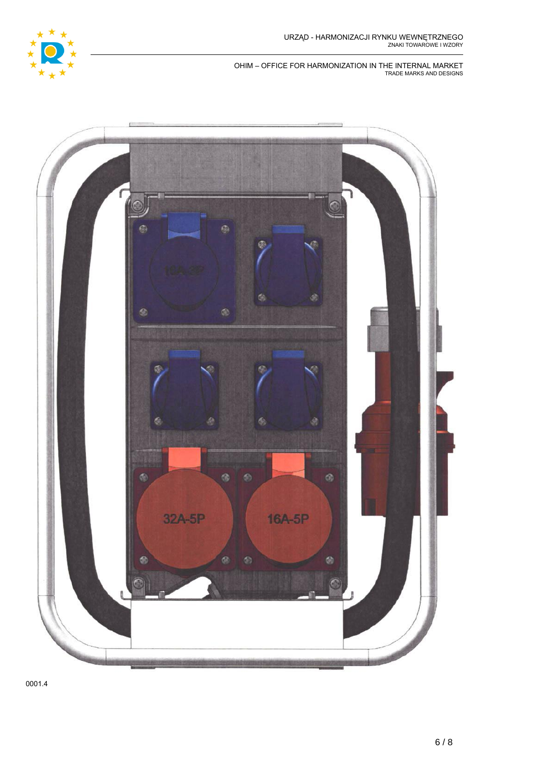0001.4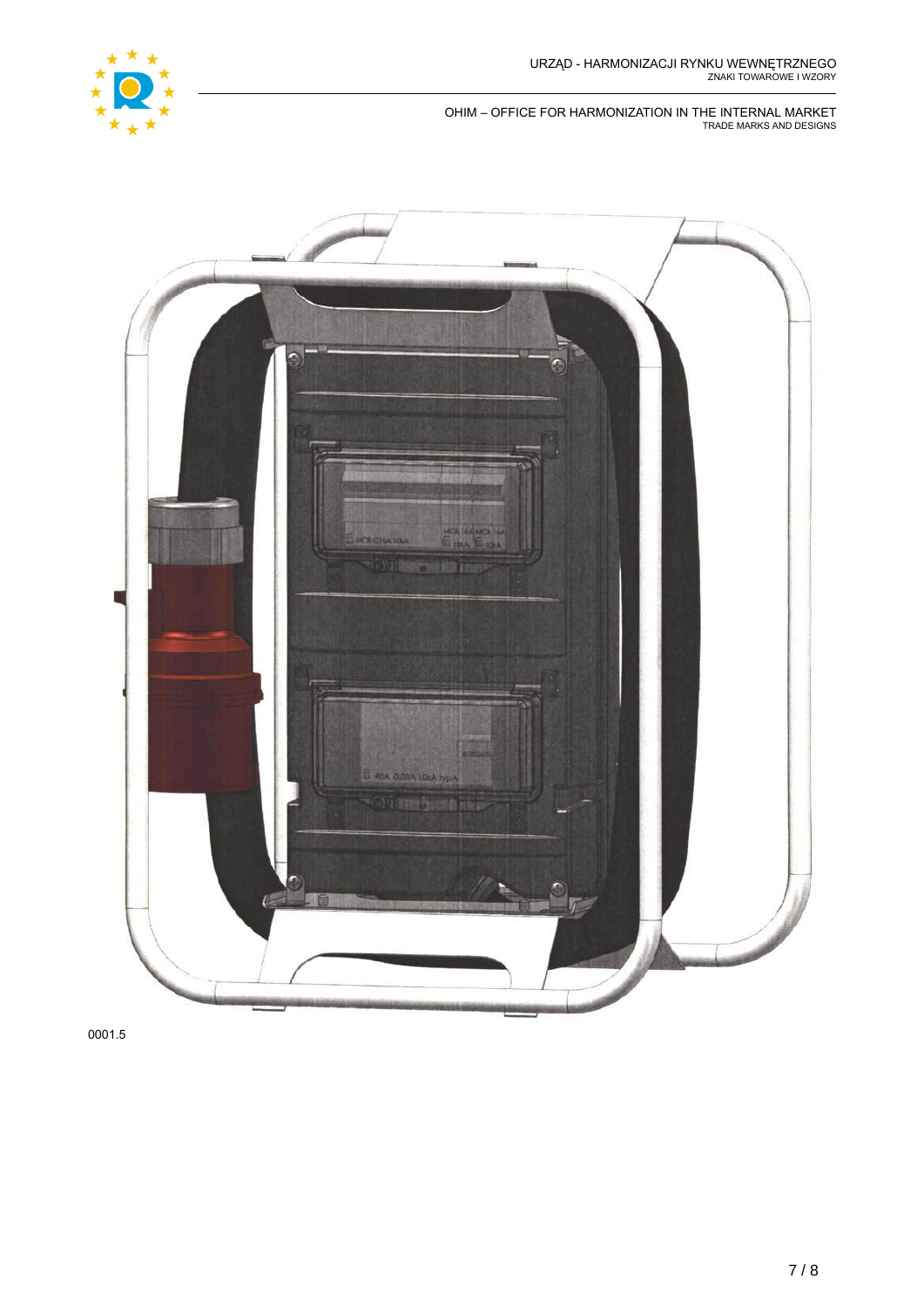0001.5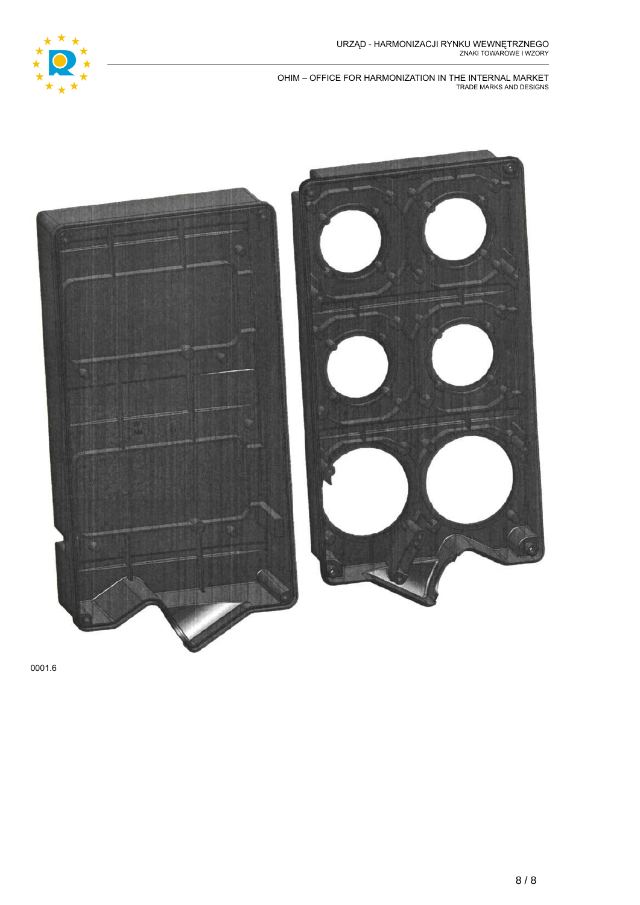0001.6